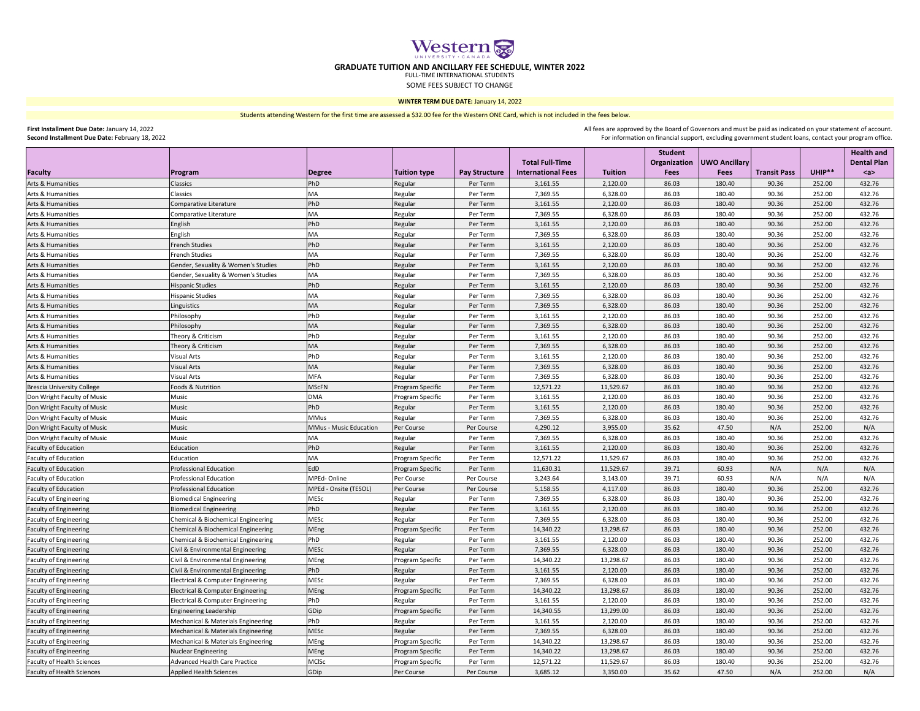# GRADUATE TUITION AND ANCILLARY FEE SCHEDULE, WINTER 2022

FULL-TIME INTERNATIONAL STUDENTS

SOME FEES SUBJECT TO CHANGE

**WINTER TERM DUE DATE:** January 14, 2022

Students attending Western for the first time are assessed a $32.00 fee for the Western ONE Card, which is not included in the fees below.

**First Installment Due Date:** January 14, 2022
**Second Installment Due Date:** February 18, 2022

All fees are approved by the Board of Governors and must be paid as indicated on your statement of account.
For information on financial support, excluding government student loans, contact your program office.

| Faculty | Program | Degree | Tuition type | Pay Structure | Total Full-Time International Fees | Tuition | Student Organization Fees | UWO Ancillary Fees | Transit Pass | UHIP** | Health and Dental Plan <a> |
|---|---|---|---|---|---|---|---|---|---|---|---|
| Arts & Humanities | Classics | PhD | Regular | Per Term | 3,161.55 | 2,120.00 | 86.03 | 180.40 | 90.36 | 252.00 | 432.76 |
| Arts & Humanities | Classics | MA | Regular | Per Term | 7,369.55 | 6,328.00 | 86.03 | 180.40 | 90.36 | 252.00 | 432.76 |
| Arts & Humanities | Comparative Literature | PhD | Regular | Per Term | 3,161.55 | 2,120.00 | 86.03 | 180.40 | 90.36 | 252.00 | 432.76 |
| Arts & Humanities | Comparative Literature | MA | Regular | Per Term | 7,369.55 | 6,328.00 | 86.03 | 180.40 | 90.36 | 252.00 | 432.76 |
| Arts & Humanities | English | PhD | Regular | Per Term | 3,161.55 | 2,120.00 | 86.03 | 180.40 | 90.36 | 252.00 | 432.76 |
| Arts & Humanities | English | MA | Regular | Per Term | 7,369.55 | 6,328.00 | 86.03 | 180.40 | 90.36 | 252.00 | 432.76 |
| Arts & Humanities | French Studies | PhD | Regular | Per Term | 3,161.55 | 2,120.00 | 86.03 | 180.40 | 90.36 | 252.00 | 432.76 |
| Arts & Humanities | French Studies | MA | Regular | Per Term | 7,369.55 | 6,328.00 | 86.03 | 180.40 | 90.36 | 252.00 | 432.76 |
| Arts & Humanities | Gender, Sexuality & Women's Studies | PhD | Regular | Per Term | 3,161.55 | 2,120.00 | 86.03 | 180.40 | 90.36 | 252.00 | 432.76 |
| Arts & Humanities | Gender, Sexuality & Women's Studies | MA | Regular | Per Term | 7,369.55 | 6,328.00 | 86.03 | 180.40 | 90.36 | 252.00 | 432.76 |
| Arts & Humanities | Hispanic Studies | PhD | Regular | Per Term | 3,161.55 | 2,120.00 | 86.03 | 180.40 | 90.36 | 252.00 | 432.76 |
| Arts & Humanities | Hispanic Studies | MA | Regular | Per Term | 7,369.55 | 6,328.00 | 86.03 | 180.40 | 90.36 | 252.00 | 432.76 |
| Arts & Humanities | Linguistics | MA | Regular | Per Term | 7,369.55 | 6,328.00 | 86.03 | 180.40 | 90.36 | 252.00 | 432.76 |
| Arts & Humanities | Philosophy | PhD | Regular | Per Term | 3,161.55 | 2,120.00 | 86.03 | 180.40 | 90.36 | 252.00 | 432.76 |
| Arts & Humanities | Philosophy | MA | Regular | Per Term | 7,369.55 | 6,328.00 | 86.03 | 180.40 | 90.36 | 252.00 | 432.76 |
| Arts & Humanities | Theory & Criticism | PhD | Regular | Per Term | 3,161.55 | 2,120.00 | 86.03 | 180.40 | 90.36 | 252.00 | 432.76 |
| Arts & Humanities | Theory & Criticism | MA | Regular | Per Term | 7,369.55 | 6,328.00 | 86.03 | 180.40 | 90.36 | 252.00 | 432.76 |
| Arts & Humanities | Visual Arts | PhD | Regular | Per Term | 3,161.55 | 2,120.00 | 86.03 | 180.40 | 90.36 | 252.00 | 432.76 |
| Arts & Humanities | Visual Arts | MA | Regular | Per Term | 7,369.55 | 6,328.00 | 86.03 | 180.40 | 90.36 | 252.00 | 432.76 |
| Arts & Humanities | Visual Arts | MFA | Regular | Per Term | 7,369.55 | 6,328.00 | 86.03 | 180.40 | 90.36 | 252.00 | 432.76 |
| Brescia University College | Foods & Nutrition | MScFN | Program Specific | Per Term | 12,571.22 | 11,529.67 | 86.03 | 180.40 | 90.36 | 252.00 | 432.76 |
| Don Wright Faculty of Music | Music | DMA | Program Specific | Per Term | 3,161.55 | 2,120.00 | 86.03 | 180.40 | 90.36 | 252.00 | 432.76 |
| Don Wright Faculty of Music | Music | PhD | Regular | Per Term | 3,161.55 | 2,120.00 | 86.03 | 180.40 | 90.36 | 252.00 | 432.76 |
| Don Wright Faculty of Music | Music | MMus | Regular | Per Term | 7,369.55 | 6,328.00 | 86.03 | 180.40 | 90.36 | 252.00 | 432.76 |
| Don Wright Faculty of Music | Music | MMus - Music Education | Per Course | Per Course | 4,290.12 | 3,955.00 | 35.62 | 47.50 | N/A | 252.00 | N/A |
| Don Wright Faculty of Music | Music | MA | Regular | Per Term | 7,369.55 | 6,328.00 | 86.03 | 180.40 | 90.36 | 252.00 | 432.76 |
| Faculty of Education | Education | PhD | Regular | Per Term | 3,161.55 | 2,120.00 | 86.03 | 180.40 | 90.36 | 252.00 | 432.76 |
| Faculty of Education | Education | MA | Program Specific | Per Term | 12,571.22 | 11,529.67 | 86.03 | 180.40 | 90.36 | 252.00 | 432.76 |
| Faculty of Education | Professional Education | EdD | Program Specific | Per Term | 11,630.31 | 11,529.67 | 39.71 | 60.93 | N/A | N/A | N/A |
| Faculty of Education | Professional Education | MPEd- Online | Per Course | Per Course | 3,243.64 | 3,143.00 | 39.71 | 60.93 | N/A | N/A | N/A |
| Faculty of Education | Professional Education | MPEd - Onsite (TESOL) | Per Course | Per Course | 5,158.55 | 4,117.00 | 86.03 | 180.40 | 90.36 | 252.00 | 432.76 |
| Faculty of Engineering | Biomedical Engineering | MESc | Regular | Per Term | 7,369.55 | 6,328.00 | 86.03 | 180.40 | 90.36 | 252.00 | 432.76 |
| Faculty of Engineering | Biomedical Engineering | PhD | Regular | Per Term | 3,161.55 | 2,120.00 | 86.03 | 180.40 | 90.36 | 252.00 | 432.76 |
| Faculty of Engineering | Chemical & Biochemical Engineering | MESc | Regular | Per Term | 7,369.55 | 6,328.00 | 86.03 | 180.40 | 90.36 | 252.00 | 432.76 |
| Faculty of Engineering | Chemical & Biochemical Engineering | MEng | Program Specific | Per Term | 14,340.22 | 13,298.67 | 86.03 | 180.40 | 90.36 | 252.00 | 432.76 |
| Faculty of Engineering | Chemical & Biochemical Engineering | PhD | Regular | Per Term | 3,161.55 | 2,120.00 | 86.03 | 180.40 | 90.36 | 252.00 | 432.76 |
| Faculty of Engineering | Civil & Environmental Engineering | MESc | Regular | Per Term | 7,369.55 | 6,328.00 | 86.03 | 180.40 | 90.36 | 252.00 | 432.76 |
| Faculty of Engineering | Civil & Environmental Engineering | MEng | Program Specific | Per Term | 14,340.22 | 13,298.67 | 86.03 | 180.40 | 90.36 | 252.00 | 432.76 |
| Faculty of Engineering | Civil & Environmental Engineering | PhD | Regular | Per Term | 3,161.55 | 2,120.00 | 86.03 | 180.40 | 90.36 | 252.00 | 432.76 |
| Faculty of Engineering | Electrical & Computer Engineering | MESc | Regular | Per Term | 7,369.55 | 6,328.00 | 86.03 | 180.40 | 90.36 | 252.00 | 432.76 |
| Faculty of Engineering | Electrical & Computer Engineering | MEng | Program Specific | Per Term | 14,340.22 | 13,298.67 | 86.03 | 180.40 | 90.36 | 252.00 | 432.76 |
| Faculty of Engineering | Electrical & Computer Engineering | PhD | Regular | Per Term | 3,161.55 | 2,120.00 | 86.03 | 180.40 | 90.36 | 252.00 | 432.76 |
| Faculty of Engineering | Engineering Leadership | GDip | Program Specific | Per Term | 14,340.55 | 13,299.00 | 86.03 | 180.40 | 90.36 | 252.00 | 432.76 |
| Faculty of Engineering | Mechanical & Materials Engineering | PhD | Regular | Per Term | 3,161.55 | 2,120.00 | 86.03 | 180.40 | 90.36 | 252.00 | 432.76 |
| Faculty of Engineering | Mechanical & Materials Engineering | MESc | Regular | Per Term | 7,369.55 | 6,328.00 | 86.03 | 180.40 | 90.36 | 252.00 | 432.76 |
| Faculty of Engineering | Mechanical & Materials Engineering | MEng | Program Specific | Per Term | 14,340.22 | 13,298.67 | 86.03 | 180.40 | 90.36 | 252.00 | 432.76 |
| Faculty of Engineering | Nuclear Engineering | MEng | Program Specific | Per Term | 14,340.22 | 13,298.67 | 86.03 | 180.40 | 90.36 | 252.00 | 432.76 |
| Faculty of Health Sciences | Advanced Health Care Practice | MClSc | Program Specific | Per Term | 12,571.22 | 11,529.67 | 86.03 | 180.40 | 90.36 | 252.00 | 432.76 |
| Faculty of Health Sciences | Applied Health Sciences | GDip | Per Course | Per Course | 3,685.12 | 3,350.00 | 35.62 | 47.50 | N/A | 252.00 | N/A |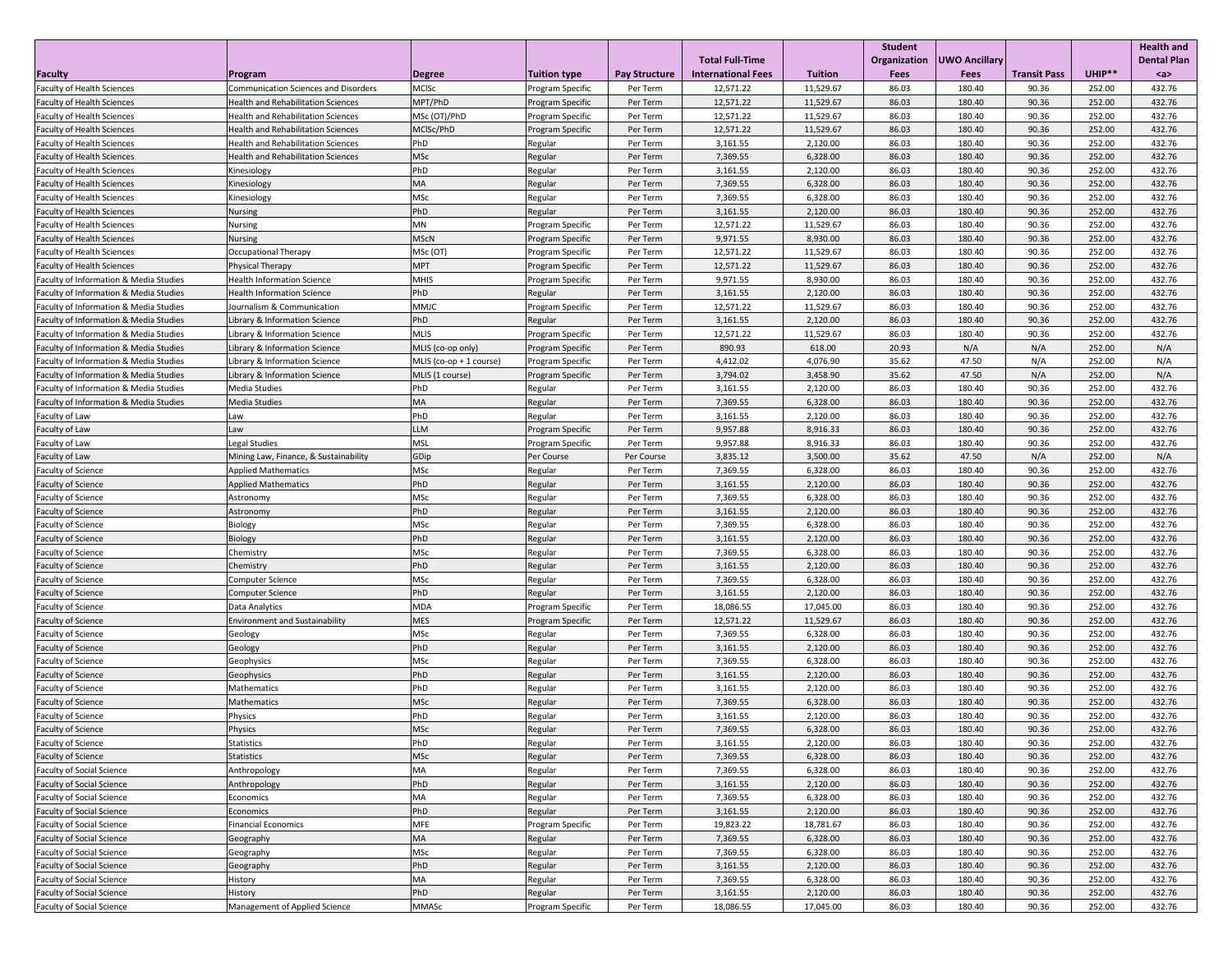| Faculty | Program | Degree | Tuition type | Pay Structure | Total Full-Time International Fees | Tuition | Student Organization Fees | UWO Ancillary Fees | Transit Pass | UHIP** | Health and Dental Plan <a> |
|---|---|---|---|---|---|---|---|---|---|---|---|
| Faculty of Health Sciences | Communication Sciences and Disorders | MClSc | Program Specific | Per Term | 12,571.22 | 11,529.67 | 86.03 | 180.40 | 90.36 | 252.00 | 432.76 |
| Faculty of Health Sciences | Health and Rehabilitation Sciences | MPT/PhD | Program Specific | Per Term | 12,571.22 | 11,529.67 | 86.03 | 180.40 | 90.36 | 252.00 | 432.76 |
| Faculty of Health Sciences | Health and Rehabilitation Sciences | MSc (OT)/PhD | Program Specific | Per Term | 12,571.22 | 11,529.67 | 86.03 | 180.40 | 90.36 | 252.00 | 432.76 |
| Faculty of Health Sciences | Health and Rehabilitation Sciences | MClSc/PhD | Program Specific | Per Term | 12,571.22 | 11,529.67 | 86.03 | 180.40 | 90.36 | 252.00 | 432.76 |
| Faculty of Health Sciences | Health and Rehabilitation Sciences | PhD | Regular | Per Term | 3,161.55 | 2,120.00 | 86.03 | 180.40 | 90.36 | 252.00 | 432.76 |
| Faculty of Health Sciences | Health and Rehabilitation Sciences | MSc | Regular | Per Term | 7,369.55 | 6,328.00 | 86.03 | 180.40 | 90.36 | 252.00 | 432.76 |
| Faculty of Health Sciences | Kinesiology | PhD | Regular | Per Term | 3,161.55 | 2,120.00 | 86.03 | 180.40 | 90.36 | 252.00 | 432.76 |
| Faculty of Health Sciences | Kinesiology | MA | Regular | Per Term | 7,369.55 | 6,328.00 | 86.03 | 180.40 | 90.36 | 252.00 | 432.76 |
| Faculty of Health Sciences | Kinesiology | MSc | Regular | Per Term | 7,369.55 | 6,328.00 | 86.03 | 180.40 | 90.36 | 252.00 | 432.76 |
| Faculty of Health Sciences | Nursing | PhD | Regular | Per Term | 3,161.55 | 2,120.00 | 86.03 | 180.40 | 90.36 | 252.00 | 432.76 |
| Faculty of Health Sciences | Nursing | MN | Program Specific | Per Term | 12,571.22 | 11,529.67 | 86.03 | 180.40 | 90.36 | 252.00 | 432.76 |
| Faculty of Health Sciences | Nursing | MScN | Program Specific | Per Term | 9,971.55 | 8,930.00 | 86.03 | 180.40 | 90.36 | 252.00 | 432.76 |
| Faculty of Health Sciences | Occupational Therapy | MSc (OT) | Program Specific | Per Term | 12,571.22 | 11,529.67 | 86.03 | 180.40 | 90.36 | 252.00 | 432.76 |
| Faculty of Health Sciences | Physical Therapy | MPT | Program Specific | Per Term | 12,571.22 | 11,529.67 | 86.03 | 180.40 | 90.36 | 252.00 | 432.76 |
| Faculty of Information & Media Studies | Health Information Science | MHIS | Program Specific | Per Term | 9,971.55 | 8,930.00 | 86.03 | 180.40 | 90.36 | 252.00 | 432.76 |
| Faculty of Information & Media Studies | Health Information Science | PhD | Regular | Per Term | 3,161.55 | 2,120.00 | 86.03 | 180.40 | 90.36 | 252.00 | 432.76 |
| Faculty of Information & Media Studies | Journalism & Communication | MMJC | Program Specific | Per Term | 12,571.22 | 11,529.67 | 86.03 | 180.40 | 90.36 | 252.00 | 432.76 |
| Faculty of Information & Media Studies | Library & Information Science | PhD | Regular | Per Term | 3,161.55 | 2,120.00 | 86.03 | 180.40 | 90.36 | 252.00 | 432.76 |
| Faculty of Information & Media Studies | Library & Information Science | MLIS | Program Specific | Per Term | 12,571.22 | 11,529.67 | 86.03 | 180.40 | 90.36 | 252.00 | 432.76 |
| Faculty of Information & Media Studies | Library & Information Science | MLIS (co-op only) | Program Specific | Per Term | 890.93 | 618.00 | 20.93 | N/A | N/A | 252.00 | N/A |
| Faculty of Information & Media Studies | Library & Information Science | MLIS (co-op + 1 course) | Program Specific | Per Term | 4,412.02 | 4,076.90 | 35.62 | 47.50 | N/A | 252.00 | N/A |
| Faculty of Information & Media Studies | Library & Information Science | MLIS (1 course) | Program Specific | Per Term | 3,794.02 | 3,458.90 | 35.62 | 47.50 | N/A | 252.00 | N/A |
| Faculty of Information & Media Studies | Media Studies | PhD | Regular | Per Term | 3,161.55 | 2,120.00 | 86.03 | 180.40 | 90.36 | 252.00 | 432.76 |
| Faculty of Information & Media Studies | Media Studies | MA | Regular | Per Term | 7,369.55 | 6,328.00 | 86.03 | 180.40 | 90.36 | 252.00 | 432.76 |
| Faculty of Law | Law | PhD | Regular | Per Term | 3,161.55 | 2,120.00 | 86.03 | 180.40 | 90.36 | 252.00 | 432.76 |
| Faculty of Law | Law | LLM | Program Specific | Per Term | 9,957.88 | 8,916.33 | 86.03 | 180.40 | 90.36 | 252.00 | 432.76 |
| Faculty of Law | Legal Studies | MSL | Program Specific | Per Term | 9,957.88 | 8,916.33 | 86.03 | 180.40 | 90.36 | 252.00 | 432.76 |
| Faculty of Law | Mining Law, Finance, & Sustainability | GDip | Per Course | Per Course | 3,835.12 | 3,500.00 | 35.62 | 47.50 | N/A | 252.00 | N/A |
| Faculty of Science | Applied Mathematics | MSc | Regular | Per Term | 7,369.55 | 6,328.00 | 86.03 | 180.40 | 90.36 | 252.00 | 432.76 |
| Faculty of Science | Applied Mathematics | PhD | Regular | Per Term | 3,161.55 | 2,120.00 | 86.03 | 180.40 | 90.36 | 252.00 | 432.76 |
| Faculty of Science | Astronomy | MSc | Regular | Per Term | 7,369.55 | 6,328.00 | 86.03 | 180.40 | 90.36 | 252.00 | 432.76 |
| Faculty of Science | Astronomy | PhD | Regular | Per Term | 3,161.55 | 2,120.00 | 86.03 | 180.40 | 90.36 | 252.00 | 432.76 |
| Faculty of Science | Biology | MSc | Regular | Per Term | 7,369.55 | 6,328.00 | 86.03 | 180.40 | 90.36 | 252.00 | 432.76 |
| Faculty of Science | Biology | PhD | Regular | Per Term | 3,161.55 | 2,120.00 | 86.03 | 180.40 | 90.36 | 252.00 | 432.76 |
| Faculty of Science | Chemistry | MSc | Regular | Per Term | 7,369.55 | 6,328.00 | 86.03 | 180.40 | 90.36 | 252.00 | 432.76 |
| Faculty of Science | Chemistry | PhD | Regular | Per Term | 3,161.55 | 2,120.00 | 86.03 | 180.40 | 90.36 | 252.00 | 432.76 |
| Faculty of Science | Computer Science | MSc | Regular | Per Term | 7,369.55 | 6,328.00 | 86.03 | 180.40 | 90.36 | 252.00 | 432.76 |
| Faculty of Science | Computer Science | PhD | Regular | Per Term | 3,161.55 | 2,120.00 | 86.03 | 180.40 | 90.36 | 252.00 | 432.76 |
| Faculty of Science | Data Analytics | MDA | Program Specific | Per Term | 18,086.55 | 17,045.00 | 86.03 | 180.40 | 90.36 | 252.00 | 432.76 |
| Faculty of Science | Environment and Sustainability | MES | Program Specific | Per Term | 12,571.22 | 11,529.67 | 86.03 | 180.40 | 90.36 | 252.00 | 432.76 |
| Faculty of Science | Geology | MSc | Regular | Per Term | 7,369.55 | 6,328.00 | 86.03 | 180.40 | 90.36 | 252.00 | 432.76 |
| Faculty of Science | Geology | PhD | Regular | Per Term | 3,161.55 | 2,120.00 | 86.03 | 180.40 | 90.36 | 252.00 | 432.76 |
| Faculty of Science | Geophysics | MSc | Regular | Per Term | 7,369.55 | 6,328.00 | 86.03 | 180.40 | 90.36 | 252.00 | 432.76 |
| Faculty of Science | Geophysics | PhD | Regular | Per Term | 3,161.55 | 2,120.00 | 86.03 | 180.40 | 90.36 | 252.00 | 432.76 |
| Faculty of Science | Mathematics | PhD | Regular | Per Term | 3,161.55 | 2,120.00 | 86.03 | 180.40 | 90.36 | 252.00 | 432.76 |
| Faculty of Science | Mathematics | MSc | Regular | Per Term | 7,369.55 | 6,328.00 | 86.03 | 180.40 | 90.36 | 252.00 | 432.76 |
| Faculty of Science | Physics | PhD | Regular | Per Term | 3,161.55 | 2,120.00 | 86.03 | 180.40 | 90.36 | 252.00 | 432.76 |
| Faculty of Science | Physics | MSc | Regular | Per Term | 7,369.55 | 6,328.00 | 86.03 | 180.40 | 90.36 | 252.00 | 432.76 |
| Faculty of Science | Statistics | PhD | Regular | Per Term | 3,161.55 | 2,120.00 | 86.03 | 180.40 | 90.36 | 252.00 | 432.76 |
| Faculty of Science | Statistics | MSc | Regular | Per Term | 7,369.55 | 6,328.00 | 86.03 | 180.40 | 90.36 | 252.00 | 432.76 |
| Faculty of Social Science | Anthropology | MA | Regular | Per Term | 7,369.55 | 6,328.00 | 86.03 | 180.40 | 90.36 | 252.00 | 432.76 |
| Faculty of Social Science | Anthropology | PhD | Regular | Per Term | 3,161.55 | 2,120.00 | 86.03 | 180.40 | 90.36 | 252.00 | 432.76 |
| Faculty of Social Science | Economics | MA | Regular | Per Term | 7,369.55 | 6,328.00 | 86.03 | 180.40 | 90.36 | 252.00 | 432.76 |
| Faculty of Social Science | Economics | PhD | Regular | Per Term | 3,161.55 | 2,120.00 | 86.03 | 180.40 | 90.36 | 252.00 | 432.76 |
| Faculty of Social Science | Financial Economics | MFE | Program Specific | Per Term | 19,823.22 | 18,781.67 | 86.03 | 180.40 | 90.36 | 252.00 | 432.76 |
| Faculty of Social Science | Geography | MA | Regular | Per Term | 7,369.55 | 6,328.00 | 86.03 | 180.40 | 90.36 | 252.00 | 432.76 |
| Faculty of Social Science | Geography | MSc | Regular | Per Term | 7,369.55 | 6,328.00 | 86.03 | 180.40 | 90.36 | 252.00 | 432.76 |
| Faculty of Social Science | Geography | PhD | Regular | Per Term | 3,161.55 | 2,120.00 | 86.03 | 180.40 | 90.36 | 252.00 | 432.76 |
| Faculty of Social Science | History | MA | Regular | Per Term | 7,369.55 | 6,328.00 | 86.03 | 180.40 | 90.36 | 252.00 | 432.76 |
| Faculty of Social Science | History | PhD | Regular | Per Term | 3,161.55 | 2,120.00 | 86.03 | 180.40 | 90.36 | 252.00 | 432.76 |
| Faculty of Social Science | Management of Applied Science | MMASc | Program Specific | Per Term | 18,086.55 | 17,045.00 | 86.03 | 180.40 | 90.36 | 252.00 | 432.76 |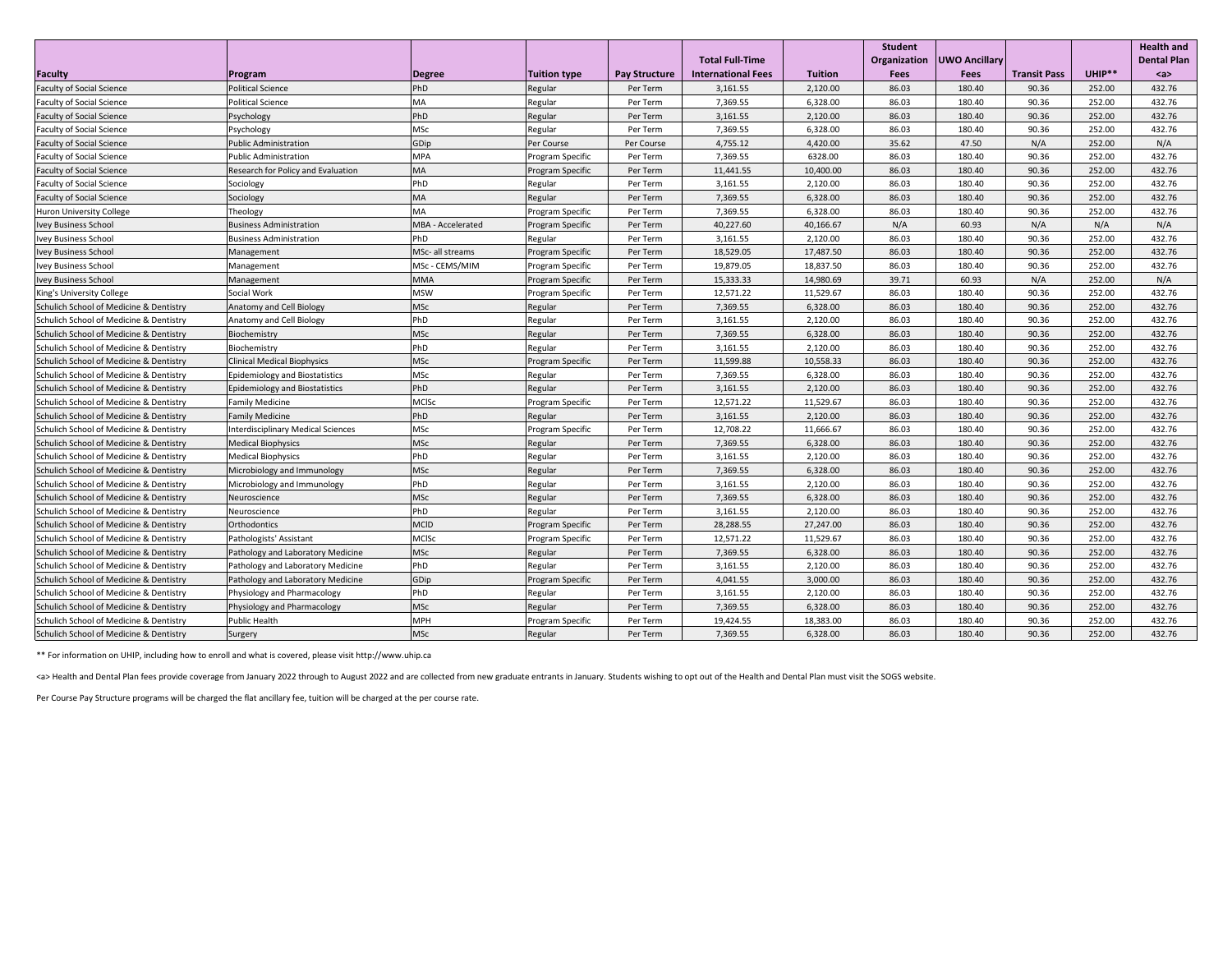| Faculty | Program | Degree | Tuition type | Pay Structure | Total Full-Time International Fees | Tuition | Student Organization Fees | UWO Ancillary Fees | Transit Pass | UHIP** | Health and Dental Plan <a> |
|---|---|---|---|---|---|---|---|---|---|---|---|
| Faculty of Social Science | Political Science | PhD | Regular | Per Term | 3,161.55 | 2,120.00 | 86.03 | 180.40 | 90.36 | 252.00 | 432.76 |
| Faculty of Social Science | Political Science | MA | Regular | Per Term | 7,369.55 | 6,328.00 | 86.03 | 180.40 | 90.36 | 252.00 | 432.76 |
| Faculty of Social Science | Psychology | PhD | Regular | Per Term | 3,161.55 | 2,120.00 | 86.03 | 180.40 | 90.36 | 252.00 | 432.76 |
| Faculty of Social Science | Psychology | MSc | Regular | Per Term | 7,369.55 | 6,328.00 | 86.03 | 180.40 | 90.36 | 252.00 | 432.76 |
| Faculty of Social Science | Public Administration | GDip | Per Course | Per Course | 4,755.12 | 4,420.00 | 35.62 | 47.50 | N/A | 252.00 | N/A |
| Faculty of Social Science | Public Administration | MPA | Program Specific | Per Term | 7,369.55 | 6328.00 | 86.03 | 180.40 | 90.36 | 252.00 | 432.76 |
| Faculty of Social Science | Research for Policy and Evaluation | MA | Program Specific | Per Term | 11,441.55 | 10,400.00 | 86.03 | 180.40 | 90.36 | 252.00 | 432.76 |
| Faculty of Social Science | Sociology | PhD | Regular | Per Term | 3,161.55 | 2,120.00 | 86.03 | 180.40 | 90.36 | 252.00 | 432.76 |
| Faculty of Social Science | Sociology | MA | Regular | Per Term | 7,369.55 | 6,328.00 | 86.03 | 180.40 | 90.36 | 252.00 | 432.76 |
| Huron University College | Theology | MA | Program Specific | Per Term | 7,369.55 | 6,328.00 | 86.03 | 180.40 | 90.36 | 252.00 | 432.76 |
| Ivey Business School | Business Administration | MBA - Accelerated | Program Specific | Per Term | 40,227.60 | 40,166.67 | N/A | 60.93 | N/A | N/A | N/A |
| Ivey Business School | Business Administration | PhD | Regular | Per Term | 3,161.55 | 2,120.00 | 86.03 | 180.40 | 90.36 | 252.00 | 432.76 |
| Ivey Business School | Management | MSc- all streams | Program Specific | Per Term | 18,529.05 | 17,487.50 | 86.03 | 180.40 | 90.36 | 252.00 | 432.76 |
| Ivey Business School | Management | MSc - CEMS/MIM | Program Specific | Per Term | 19,879.05 | 18,837.50 | 86.03 | 180.40 | 90.36 | 252.00 | 432.76 |
| Ivey Business School | Management | MMA | Program Specific | Per Term | 15,333.33 | 14,980.69 | 39.71 | 60.93 | N/A | 252.00 | N/A |
| King's University College | Social Work | MSW | Program Specific | Per Term | 12,571.22 | 11,529.67 | 86.03 | 180.40 | 90.36 | 252.00 | 432.76 |
| Schulich School of Medicine & Dentistry | Anatomy and Cell Biology | MSc | Regular | Per Term | 7,369.55 | 6,328.00 | 86.03 | 180.40 | 90.36 | 252.00 | 432.76 |
| Schulich School of Medicine & Dentistry | Anatomy and Cell Biology | PhD | Regular | Per Term | 3,161.55 | 2,120.00 | 86.03 | 180.40 | 90.36 | 252.00 | 432.76 |
| Schulich School of Medicine & Dentistry | Biochemistry | MSc | Regular | Per Term | 7,369.55 | 6,328.00 | 86.03 | 180.40 | 90.36 | 252.00 | 432.76 |
| Schulich School of Medicine & Dentistry | Biochemistry | PhD | Regular | Per Term | 3,161.55 | 2,120.00 | 86.03 | 180.40 | 90.36 | 252.00 | 432.76 |
| Schulich School of Medicine & Dentistry | Clinical Medical Biophysics | MSc | Program Specific | Per Term | 11,599.88 | 10,558.33 | 86.03 | 180.40 | 90.36 | 252.00 | 432.76 |
| Schulich School of Medicine & Dentistry | Epidemiology and Biostatistics | MSc | Regular | Per Term | 7,369.55 | 6,328.00 | 86.03 | 180.40 | 90.36 | 252.00 | 432.76 |
| Schulich School of Medicine & Dentistry | Epidemiology and Biostatistics | PhD | Regular | Per Term | 3,161.55 | 2,120.00 | 86.03 | 180.40 | 90.36 | 252.00 | 432.76 |
| Schulich School of Medicine & Dentistry | Family Medicine | MClSc | Program Specific | Per Term | 12,571.22 | 11,529.67 | 86.03 | 180.40 | 90.36 | 252.00 | 432.76 |
| Schulich School of Medicine & Dentistry | Family Medicine | PhD | Regular | Per Term | 3,161.55 | 2,120.00 | 86.03 | 180.40 | 90.36 | 252.00 | 432.76 |
| Schulich School of Medicine & Dentistry | Interdisciplinary Medical Sciences | MSc | Program Specific | Per Term | 12,708.22 | 11,666.67 | 86.03 | 180.40 | 90.36 | 252.00 | 432.76 |
| Schulich School of Medicine & Dentistry | Medical Biophysics | MSc | Regular | Per Term | 7,369.55 | 6,328.00 | 86.03 | 180.40 | 90.36 | 252.00 | 432.76 |
| Schulich School of Medicine & Dentistry | Medical Biophysics | PhD | Regular | Per Term | 3,161.55 | 2,120.00 | 86.03 | 180.40 | 90.36 | 252.00 | 432.76 |
| Schulich School of Medicine & Dentistry | Microbiology and Immunology | MSc | Regular | Per Term | 7,369.55 | 6,328.00 | 86.03 | 180.40 | 90.36 | 252.00 | 432.76 |
| Schulich School of Medicine & Dentistry | Microbiology and Immunology | PhD | Regular | Per Term | 3,161.55 | 2,120.00 | 86.03 | 180.40 | 90.36 | 252.00 | 432.76 |
| Schulich School of Medicine & Dentistry | Neuroscience | MSc | Regular | Per Term | 7,369.55 | 6,328.00 | 86.03 | 180.40 | 90.36 | 252.00 | 432.76 |
| Schulich School of Medicine & Dentistry | Neuroscience | PhD | Regular | Per Term | 3,161.55 | 2,120.00 | 86.03 | 180.40 | 90.36 | 252.00 | 432.76 |
| Schulich School of Medicine & Dentistry | Orthodontics | MCID | Program Specific | Per Term | 28,288.55 | 27,247.00 | 86.03 | 180.40 | 90.36 | 252.00 | 432.76 |
| Schulich School of Medicine & Dentistry | Pathologists' Assistant | MClSc | Program Specific | Per Term | 12,571.22 | 11,529.67 | 86.03 | 180.40 | 90.36 | 252.00 | 432.76 |
| Schulich School of Medicine & Dentistry | Pathology and Laboratory Medicine | MSc | Regular | Per Term | 7,369.55 | 6,328.00 | 86.03 | 180.40 | 90.36 | 252.00 | 432.76 |
| Schulich School of Medicine & Dentistry | Pathology and Laboratory Medicine | PhD | Regular | Per Term | 3,161.55 | 2,120.00 | 86.03 | 180.40 | 90.36 | 252.00 | 432.76 |
| Schulich School of Medicine & Dentistry | Pathology and Laboratory Medicine | GDip | Program Specific | Per Term | 4,041.55 | 3,000.00 | 86.03 | 180.40 | 90.36 | 252.00 | 432.76 |
| Schulich School of Medicine & Dentistry | Physiology and Pharmacology | PhD | Regular | Per Term | 3,161.55 | 2,120.00 | 86.03 | 180.40 | 90.36 | 252.00 | 432.76 |
| Schulich School of Medicine & Dentistry | Physiology and Pharmacology | MSc | Regular | Per Term | 7,369.55 | 6,328.00 | 86.03 | 180.40 | 90.36 | 252.00 | 432.76 |
| Schulich School of Medicine & Dentistry | Public Health | MPH | Program Specific | Per Term | 19,424.55 | 18,383.00 | 86.03 | 180.40 | 90.36 | 252.00 | 432.76 |
| Schulich School of Medicine & Dentistry | Surgery | MSc | Regular | Per Term | 7,369.55 | 6,328.00 | 86.03 | 180.40 | 90.36 | 252.00 | 432.76 |

** For information on UHIP, including how to enroll and what is covered, please visit http://www.uhip.ca

<a> Health and Dental Plan fees provide coverage from January 2022 through to August 2022 and are collected from new graduate entrants in January. Students wishing to opt out of the Health and Dental Plan must visit the SOGS website.

Per Course Pay Structure programs will be charged the flat ancillary fee, tuition will be charged at the per course rate.